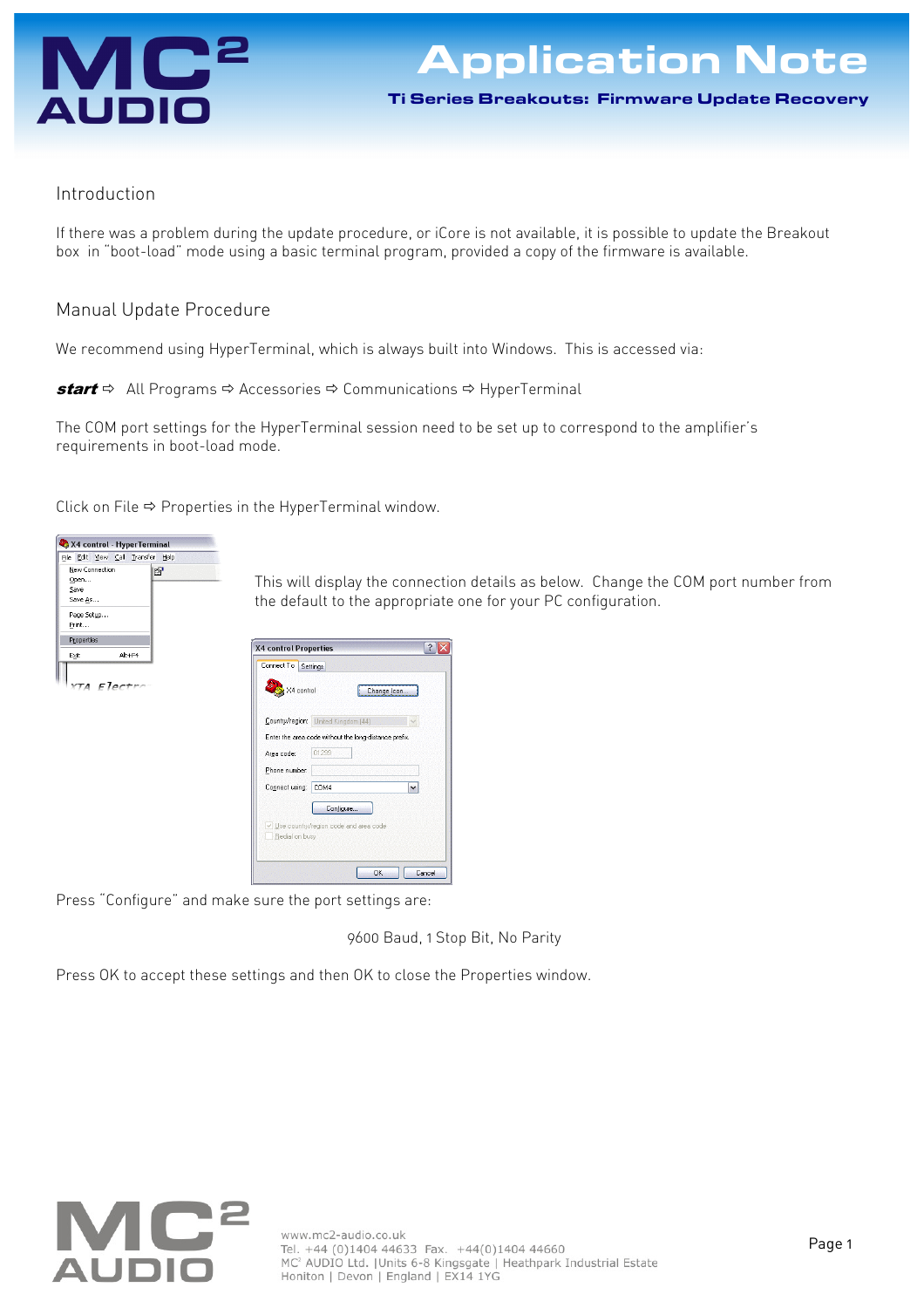# Application Note

**Ti Series Breakouts: Firmware Update Recovery**

## Introduction

If there was a problem during the update procedure, or iCore is not available, it is possible to update the Breakout box in "boot-load" mode using a basic terminal program, provided a copy of the firmware is available.

## Manual Update Procedure

We recommend using HyperTerminal, which is always built into Windows. This is accessed via:

***start*** ⇨ All Programs ⇨ Accessories ⇨ Communications ⇨ HyperTerminal

The COM port settings for the HyperTerminal session need to be set up to correspond to the amplifier's requirements in boot-load mode.

Click on File ⇨ Properties in the HyperTerminal window.

This will display the connection details as below. Change the COM port number from the default to the appropriate one for your PC configuration.

Press "Configure" and make sure the port settings are:

9600 Baud, 1 Stop Bit, No Parity

Press OK to accept these settings and then OK to close the Properties window.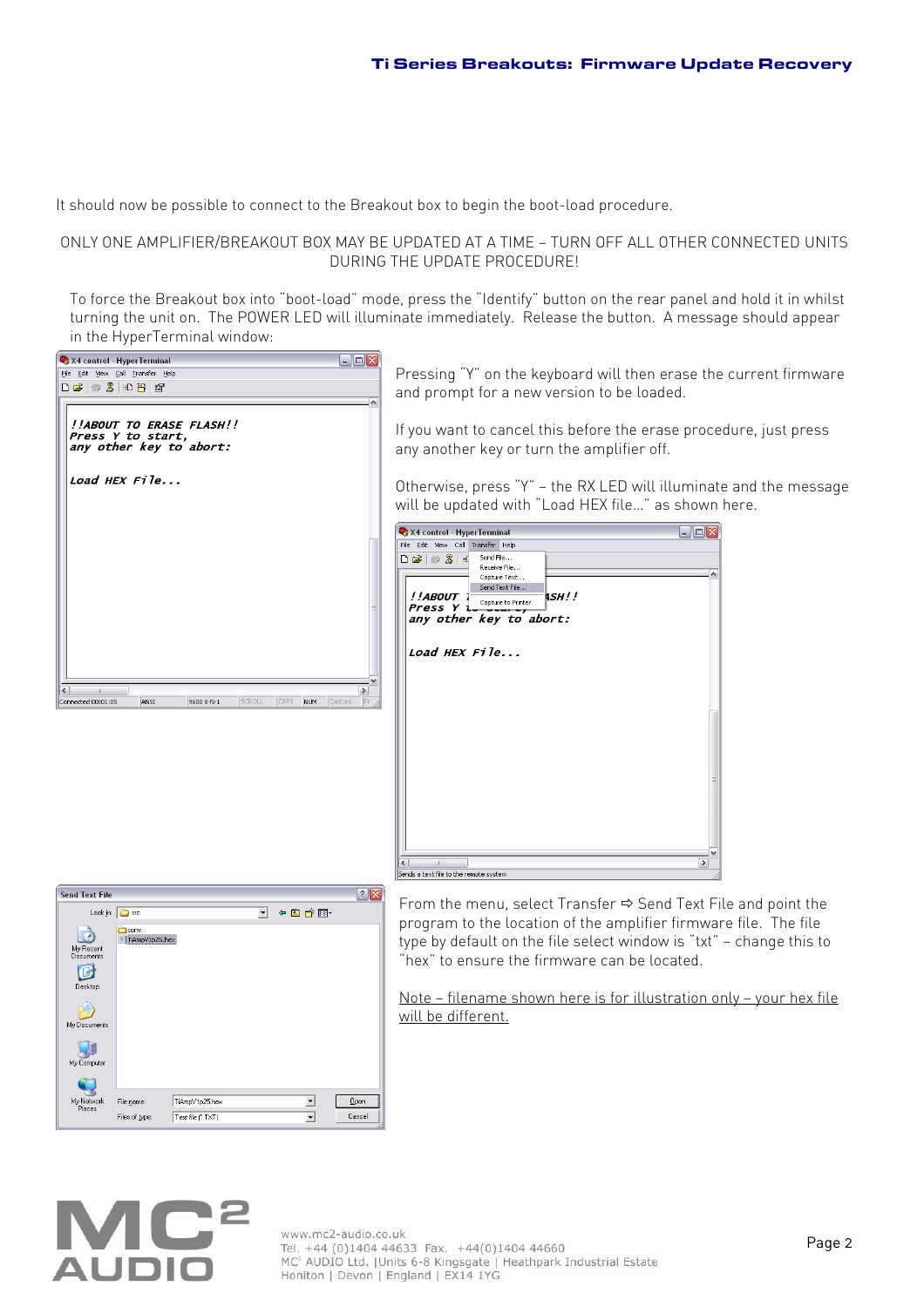It should now be possible to connect to the Breakout box to begin the boot-load procedure.

ONLY ONE AMPLIFIER/BREAKOUT BOX MAY BE UPDATED AT A TIME – TURN OFF ALL OTHER CONNECTED UNITS DURING THE UPDATE PROCEDURE!

To force the Breakout box into "boot-load" mode, press the "Identify" button on the rear panel and hold it in whilst turning the unit on. The POWER LED will illuminate immediately. Release the button. A message should appear in the HyperTerminal window:

Pressing "Y" on the keyboard will then erase the current firmware and prompt for a new version to be loaded.

If you want to cancel this before the erase procedure, just press any another key or turn the amplifier off.

Otherwise, press "Y" – the RX LED will illuminate and the message will be updated with "Load HEX file..." as shown here.

From the menu, select Transfer ⇨ Send Text File and point the program to the location of the amplifier firmware file. The file type by default on the file select window is "txt" – change this to "hex" to ensure the firmware can be located.

<u>Note – filename shown here is for illustration only – your hex file will be different.</u>

www.mc2-audio.co.uk
Tel. +44 (0)1404 44633 Fax. +44(0)1404 44660
MC² AUDIO Ltd. |Units 6-8 Kingsgate | Heathpark Industrial Estate
Honiton | Devon | England | EX14 1YG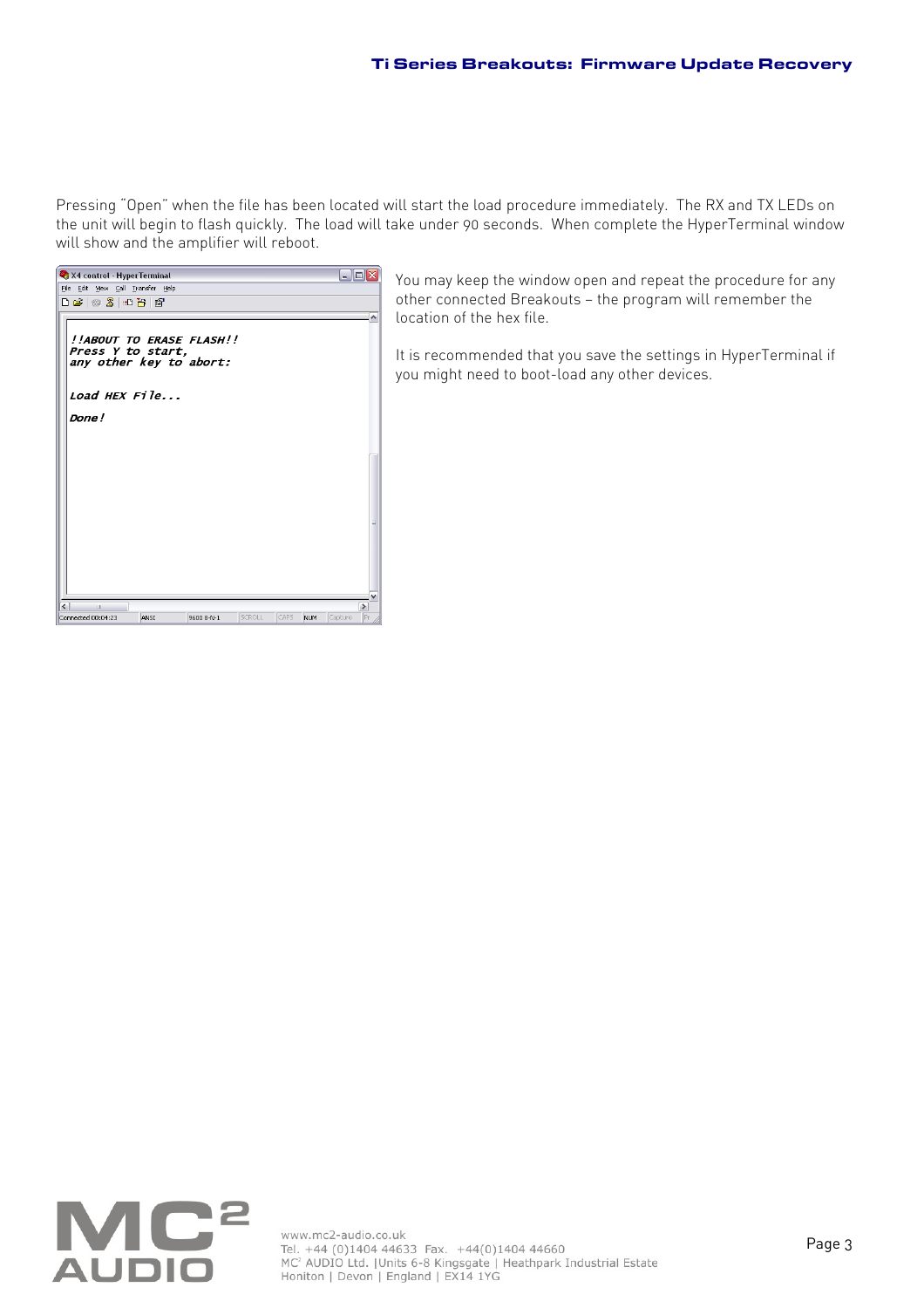Pressing "Open" when the file has been located will start the load procedure immediately. The RX and TX LEDs on the unit will begin to flash quickly. The load will take under 90 seconds. When complete the HyperTerminal window will show and the amplifier will reboot.

You may keep the window open and repeat the procedure for any other connected Breakouts – the program will remember the location of the hex file.

It is recommended that you save the settings in HyperTerminal if you might need to boot-load any other devices.